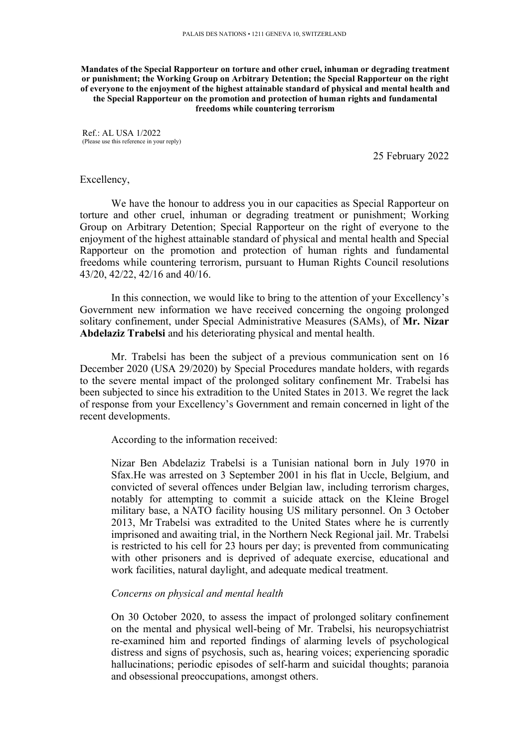PALAIS DES NATIONS • 1211 GENEVA 10, SWITZERLAND

**Mandates of the Special Rapporteur on torture and other cruel, inhuman or degrading treatment or punishment; the Working Group on Arbitrary Detention; the Special Rapporteur on the right of everyone to the enjoyment of the highest attainable standard of physical and mental health and the Special Rapporteur on the promotion and protection of human rights and fundamental freedoms while countering terrorism**

Ref.: AL USA 1/2022
(Please use this reference in your reply)

25 February 2022

Excellency,

We have the honour to address you in our capacities as Special Rapporteur on torture and other cruel, inhuman or degrading treatment or punishment; Working Group on Arbitrary Detention; Special Rapporteur on the right of everyone to the enjoyment of the highest attainable standard of physical and mental health and Special Rapporteur on the promotion and protection of human rights and fundamental freedoms while countering terrorism, pursuant to Human Rights Council resolutions 43/20, 42/22, 42/16 and 40/16.

In this connection, we would like to bring to the attention of your Excellency's Government new information we have received concerning the ongoing prolonged solitary confinement, under Special Administrative Measures (SAMs), of **Mr. Nizar Abdelaziz Trabelsi** and his deteriorating physical and mental health.

Mr. Trabelsi has been the subject of a previous communication sent on 16 December 2020 (USA 29/2020) by Special Procedures mandate holders, with regards to the severe mental impact of the prolonged solitary confinement Mr. Trabelsi has been subjected to since his extradition to the United States in 2013. We regret the lack of response from your Excellency's Government and remain concerned in light of the recent developments.

According to the information received:

Nizar Ben Abdelaziz Trabelsi is a Tunisian national born in July 1970 in Sfax.He was arrested on 3 September 2001 in his flat in Uccle, Belgium, and convicted of several offences under Belgian law, including terrorism charges, notably for attempting to commit a suicide attack on the Kleine Brogel military base, a NATO facility housing US military personnel. On 3 October 2013, Mr Trabelsi was extradited to the United States where he is currently imprisoned and awaiting trial, in the Northern Neck Regional jail. Mr. Trabelsi is restricted to his cell for 23 hours per day; is prevented from communicating with other prisoners and is deprived of adequate exercise, educational and work facilities, natural daylight, and adequate medical treatment.

*Concerns on physical and mental health*

On 30 October 2020, to assess the impact of prolonged solitary confinement on the mental and physical well-being of Mr. Trabelsi, his neuropsychiatrist re-examined him and reported findings of alarming levels of psychological distress and signs of psychosis, such as, hearing voices; experiencing sporadic hallucinations; periodic episodes of self-harm and suicidal thoughts; paranoia and obsessional preoccupations, amongst others.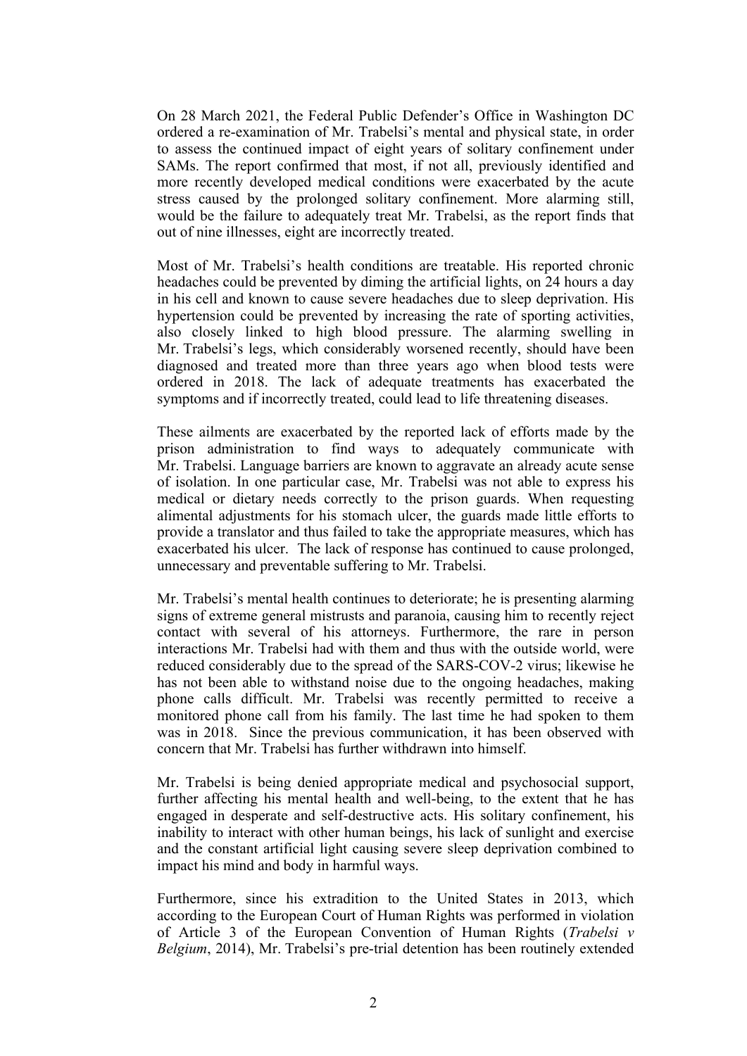On 28 March 2021, the Federal Public Defender's Office in Washington DC ordered a re-examination of Mr. Trabelsi's mental and physical state, in order to assess the continued impact of eight years of solitary confinement under SAMs. The report confirmed that most, if not all, previously identified and more recently developed medical conditions were exacerbated by the acute stress caused by the prolonged solitary confinement. More alarming still, would be the failure to adequately treat Mr. Trabelsi, as the report finds that out of nine illnesses, eight are incorrectly treated.

Most of Mr. Trabelsi's health conditions are treatable. His reported chronic headaches could be prevented by diming the artificial lights, on 24 hours a day in his cell and known to cause severe headaches due to sleep deprivation. His hypertension could be prevented by increasing the rate of sporting activities, also closely linked to high blood pressure. The alarming swelling in Mr. Trabelsi's legs, which considerably worsened recently, should have been diagnosed and treated more than three years ago when blood tests were ordered in 2018. The lack of adequate treatments has exacerbated the symptoms and if incorrectly treated, could lead to life threatening diseases.

These ailments are exacerbated by the reported lack of efforts made by the prison administration to find ways to adequately communicate with Mr. Trabelsi. Language barriers are known to aggravate an already acute sense of isolation. In one particular case, Mr. Trabelsi was not able to express his medical or dietary needs correctly to the prison guards. When requesting alimental adjustments for his stomach ulcer, the guards made little efforts to provide a translator and thus failed to take the appropriate measures, which has exacerbated his ulcer. The lack of response has continued to cause prolonged, unnecessary and preventable suffering to Mr. Trabelsi.

Mr. Trabelsi's mental health continues to deteriorate; he is presenting alarming signs of extreme general mistrusts and paranoia, causing him to recently reject contact with several of his attorneys. Furthermore, the rare in person interactions Mr. Trabelsi had with them and thus with the outside world, were reduced considerably due to the spread of the SARS-COV-2 virus; likewise he has not been able to withstand noise due to the ongoing headaches, making phone calls difficult. Mr. Trabelsi was recently permitted to receive a monitored phone call from his family. The last time he had spoken to them was in 2018. Since the previous communication, it has been observed with concern that Mr. Trabelsi has further withdrawn into himself.

Mr. Trabelsi is being denied appropriate medical and psychosocial support, further affecting his mental health and well-being, to the extent that he has engaged in desperate and self-destructive acts. His solitary confinement, his inability to interact with other human beings, his lack of sunlight and exercise and the constant artificial light causing severe sleep deprivation combined to impact his mind and body in harmful ways.

Furthermore, since his extradition to the United States in 2013, which according to the European Court of Human Rights was performed in violation of Article 3 of the European Convention of Human Rights (*Trabelsi v Belgium*, 2014), Mr. Trabelsi's pre-trial detention has been routinely extended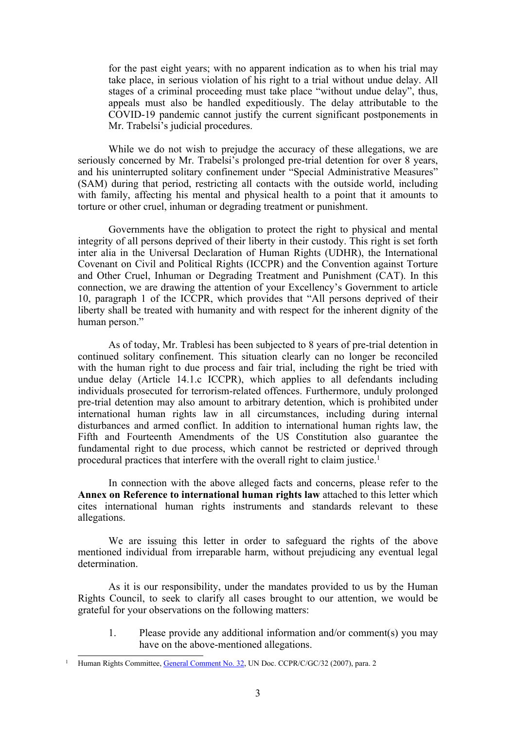for the past eight years; with no apparent indication as to when his trial may take place, in serious violation of his right to a trial without undue delay. All stages of a criminal proceeding must take place "without undue delay", thus, appeals must also be handled expeditiously. The delay attributable to the COVID-19 pandemic cannot justify the current significant postponements in Mr. Trabelsi's judicial procedures.

While we do not wish to prejudge the accuracy of these allegations, we are seriously concerned by Mr. Trabelsi's prolonged pre-trial detention for over 8 years, and his uninterrupted solitary confinement under "Special Administrative Measures" (SAM) during that period, restricting all contacts with the outside world, including with family, affecting his mental and physical health to a point that it amounts to torture or other cruel, inhuman or degrading treatment or punishment.

Governments have the obligation to protect the right to physical and mental integrity of all persons deprived of their liberty in their custody. This right is set forth inter alia in the Universal Declaration of Human Rights (UDHR), the International Covenant on Civil and Political Rights (ICCPR) and the Convention against Torture and Other Cruel, Inhuman or Degrading Treatment and Punishment (CAT). In this connection, we are drawing the attention of your Excellency's Government to article 10, paragraph 1 of the ICCPR, which provides that "All persons deprived of their liberty shall be treated with humanity and with respect for the inherent dignity of the human person."

As of today, Mr. Trablesi has been subjected to 8 years of pre-trial detention in continued solitary confinement. This situation clearly can no longer be reconciled with the human right to due process and fair trial, including the right be tried with undue delay (Article 14.1.c ICCPR), which applies to all defendants including individuals prosecuted for terrorism-related offences. Furthermore, unduly prolonged pre-trial detention may also amount to arbitrary detention, which is prohibited under international human rights law in all circumstances, including during internal disturbances and armed conflict. In addition to international human rights law, the Fifth and Fourteenth Amendments of the US Constitution also guarantee the fundamental right to due process, which cannot be restricted or deprived through procedural practices that interfere with the overall right to claim justice.[1]

In connection with the above alleged facts and concerns, please refer to the **Annex on Reference to international human rights law** attached to this letter which cites international human rights instruments and standards relevant to these allegations.

We are issuing this letter in order to safeguard the rights of the above mentioned individual from irreparable harm, without prejudicing any eventual legal determination.

As it is our responsibility, under the mandates provided to us by the Human Rights Council, to seek to clarify all cases brought to our attention, we would be grateful for your observations on the following matters:

1. Please provide any additional information and/or comment(s) you may have on the above-mentioned allegations.

[1] Human Rights Committee, General Comment No. 32, UN Doc. CCPR/C/GC/32 (2007), para. 2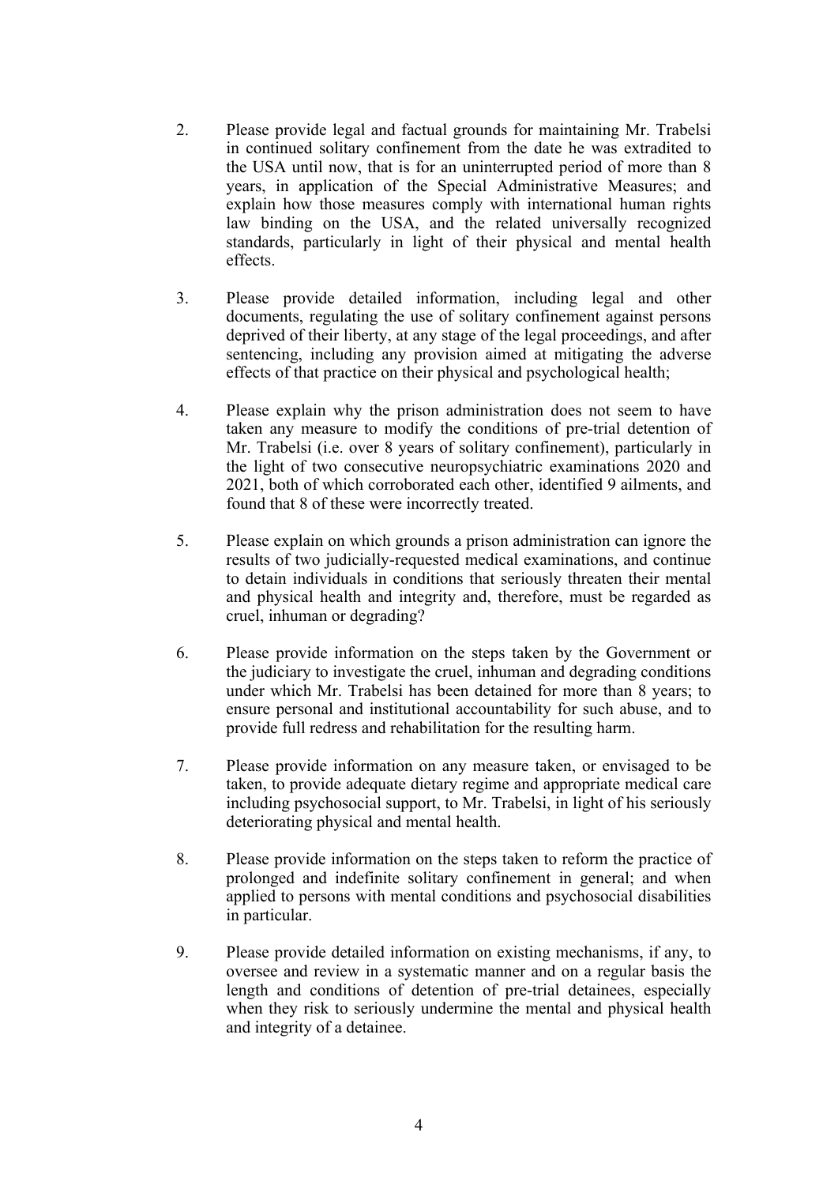2. Please provide legal and factual grounds for maintaining Mr. Trabelsi in continued solitary confinement from the date he was extradited to the USA until now, that is for an uninterrupted period of more than 8 years, in application of the Special Administrative Measures; and explain how those measures comply with international human rights law binding on the USA, and the related universally recognized standards, particularly in light of their physical and mental health effects.

3. Please provide detailed information, including legal and other documents, regulating the use of solitary confinement against persons deprived of their liberty, at any stage of the legal proceedings, and after sentencing, including any provision aimed at mitigating the adverse effects of that practice on their physical and psychological health;

4. Please explain why the prison administration does not seem to have taken any measure to modify the conditions of pre-trial detention of Mr. Trabelsi (i.e. over 8 years of solitary confinement), particularly in the light of two consecutive neuropsychiatric examinations 2020 and 2021, both of which corroborated each other, identified 9 ailments, and found that 8 of these were incorrectly treated.

5. Please explain on which grounds a prison administration can ignore the results of two judicially-requested medical examinations, and continue to detain individuals in conditions that seriously threaten their mental and physical health and integrity and, therefore, must be regarded as cruel, inhuman or degrading?

6. Please provide information on the steps taken by the Government or the judiciary to investigate the cruel, inhuman and degrading conditions under which Mr. Trabelsi has been detained for more than 8 years; to ensure personal and institutional accountability for such abuse, and to provide full redress and rehabilitation for the resulting harm.

7. Please provide information on any measure taken, or envisaged to be taken, to provide adequate dietary regime and appropriate medical care including psychosocial support, to Mr. Trabelsi, in light of his seriously deteriorating physical and mental health.

8. Please provide information on the steps taken to reform the practice of prolonged and indefinite solitary confinement in general; and when applied to persons with mental conditions and psychosocial disabilities in particular.

9. Please provide detailed information on existing mechanisms, if any, to oversee and review in a systematic manner and on a regular basis the length and conditions of detention of pre-trial detainees, especially when they risk to seriously undermine the mental and physical health and integrity of a detainee.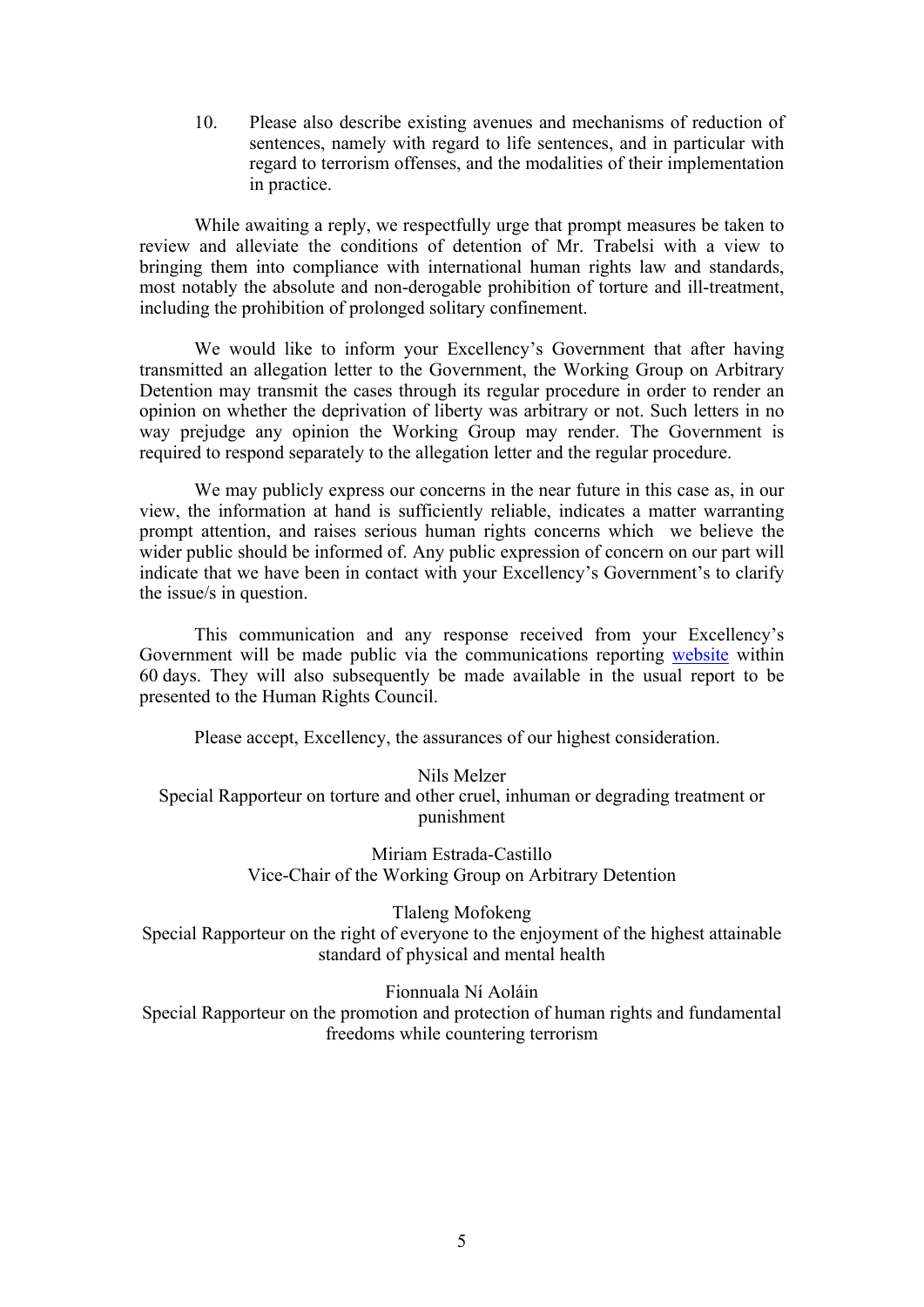10. Please also describe existing avenues and mechanisms of reduction of sentences, namely with regard to life sentences, and in particular with regard to terrorism offenses, and the modalities of their implementation in practice.

While awaiting a reply, we respectfully urge that prompt measures be taken to review and alleviate the conditions of detention of Mr. Trabelsi with a view to bringing them into compliance with international human rights law and standards, most notably the absolute and non-derogable prohibition of torture and ill-treatment, including the prohibition of prolonged solitary confinement.

We would like to inform your Excellency's Government that after having transmitted an allegation letter to the Government, the Working Group on Arbitrary Detention may transmit the cases through its regular procedure in order to render an opinion on whether the deprivation of liberty was arbitrary or not. Such letters in no way prejudge any opinion the Working Group may render. The Government is required to respond separately to the allegation letter and the regular procedure.

We may publicly express our concerns in the near future in this case as, in our view, the information at hand is sufficiently reliable, indicates a matter warranting prompt attention, and raises serious human rights concerns which we believe the wider public should be informed of. Any public expression of concern on our part will indicate that we have been in contact with your Excellency's Government's to clarify the issue/s in question.

This communication and any response received from your Excellency's Government will be made public via the communications reporting website within 60 days. They will also subsequently be made available in the usual report to be presented to the Human Rights Council.

Please accept, Excellency, the assurances of our highest consideration.

Nils Melzer
Special Rapporteur on torture and other cruel, inhuman or degrading treatment or punishment

Miriam Estrada-Castillo
Vice-Chair of the Working Group on Arbitrary Detention

Tlaleng Mofokeng
Special Rapporteur on the right of everyone to the enjoyment of the highest attainable standard of physical and mental health

Fionnuala Ní Aoláin
Special Rapporteur on the promotion and protection of human rights and fundamental freedoms while countering terrorism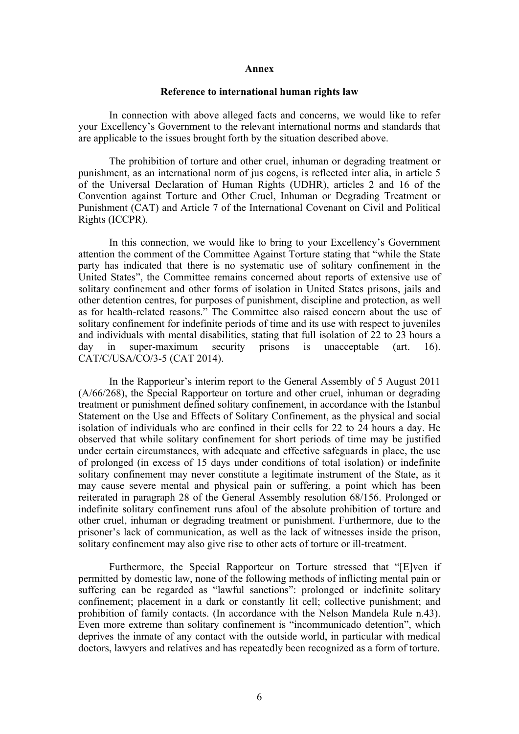**Annex**

**Reference to international human rights law**

In connection with above alleged facts and concerns, we would like to refer your Excellency's Government to the relevant international norms and standards that are applicable to the issues brought forth by the situation described above.

The prohibition of torture and other cruel, inhuman or degrading treatment or punishment, as an international norm of jus cogens, is reflected inter alia, in article 5 of the Universal Declaration of Human Rights (UDHR), articles 2 and 16 of the Convention against Torture and Other Cruel, Inhuman or Degrading Treatment or Punishment (CAT) and Article 7 of the International Covenant on Civil and Political Rights (ICCPR).

In this connection, we would like to bring to your Excellency's Government attention the comment of the Committee Against Torture stating that "while the State party has indicated that there is no systematic use of solitary confinement in the United States", the Committee remains concerned about reports of extensive use of solitary confinement and other forms of isolation in United States prisons, jails and other detention centres, for purposes of punishment, discipline and protection, as well as for health-related reasons." The Committee also raised concern about the use of solitary confinement for indefinite periods of time and its use with respect to juveniles and individuals with mental disabilities, stating that full isolation of 22 to 23 hours a day in super-maximum security prisons is unacceptable (art. 16). CAT/C/USA/CO/3-5 (CAT 2014).

In the Rapporteur's interim report to the General Assembly of 5 August 2011 (A/66/268), the Special Rapporteur on torture and other cruel, inhuman or degrading treatment or punishment defined solitary confinement, in accordance with the Istanbul Statement on the Use and Effects of Solitary Confinement, as the physical and social isolation of individuals who are confined in their cells for 22 to 24 hours a day. He observed that while solitary confinement for short periods of time may be justified under certain circumstances, with adequate and effective safeguards in place, the use of prolonged (in excess of 15 days under conditions of total isolation) or indefinite solitary confinement may never constitute a legitimate instrument of the State, as it may cause severe mental and physical pain or suffering, a point which has been reiterated in paragraph 28 of the General Assembly resolution 68/156. Prolonged or indefinite solitary confinement runs afoul of the absolute prohibition of torture and other cruel, inhuman or degrading treatment or punishment. Furthermore, due to the prisoner's lack of communication, as well as the lack of witnesses inside the prison, solitary confinement may also give rise to other acts of torture or ill-treatment.

Furthermore, the Special Rapporteur on Torture stressed that "[E]ven if permitted by domestic law, none of the following methods of inflicting mental pain or suffering can be regarded as "lawful sanctions": prolonged or indefinite solitary confinement; placement in a dark or constantly lit cell; collective punishment; and prohibition of family contacts. (In accordance with the Nelson Mandela Rule n.43). Even more extreme than solitary confinement is "incommunicado detention", which deprives the inmate of any contact with the outside world, in particular with medical doctors, lawyers and relatives and has repeatedly been recognized as a form of torture.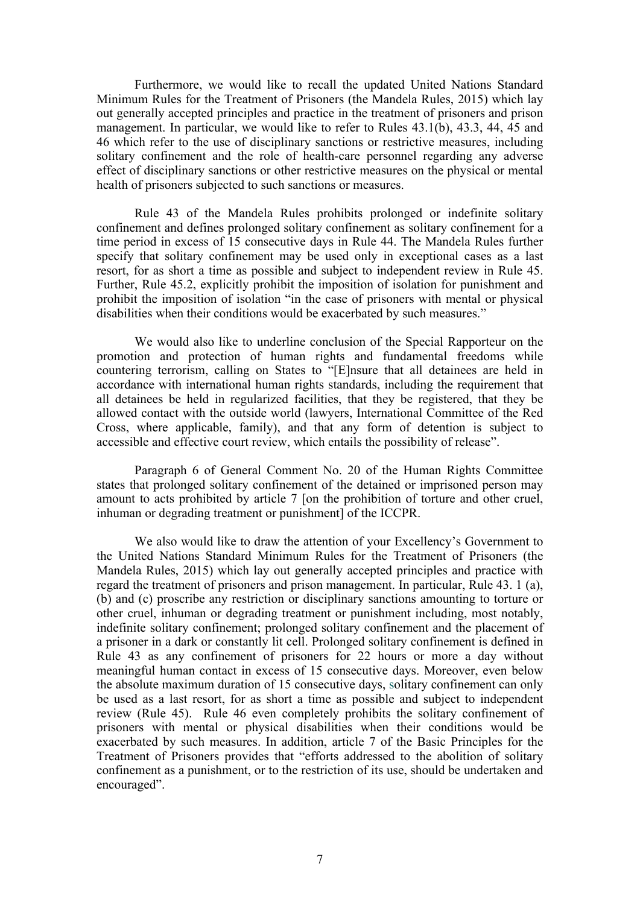Furthermore, we would like to recall the updated United Nations Standard Minimum Rules for the Treatment of Prisoners (the Mandela Rules, 2015) which lay out generally accepted principles and practice in the treatment of prisoners and prison management. In particular, we would like to refer to Rules 43.1(b), 43.3, 44, 45 and 46 which refer to the use of disciplinary sanctions or restrictive measures, including solitary confinement and the role of health-care personnel regarding any adverse effect of disciplinary sanctions or other restrictive measures on the physical or mental health of prisoners subjected to such sanctions or measures.

Rule 43 of the Mandela Rules prohibits prolonged or indefinite solitary confinement and defines prolonged solitary confinement as solitary confinement for a time period in excess of 15 consecutive days in Rule 44. The Mandela Rules further specify that solitary confinement may be used only in exceptional cases as a last resort, for as short a time as possible and subject to independent review in Rule 45. Further, Rule 45.2, explicitly prohibit the imposition of isolation for punishment and prohibit the imposition of isolation "in the case of prisoners with mental or physical disabilities when their conditions would be exacerbated by such measures."

We would also like to underline conclusion of the Special Rapporteur on the promotion and protection of human rights and fundamental freedoms while countering terrorism, calling on States to "[E]nsure that all detainees are held in accordance with international human rights standards, including the requirement that all detainees be held in regularized facilities, that they be registered, that they be allowed contact with the outside world (lawyers, International Committee of the Red Cross, where applicable, family), and that any form of detention is subject to accessible and effective court review, which entails the possibility of release".

Paragraph 6 of General Comment No. 20 of the Human Rights Committee states that prolonged solitary confinement of the detained or imprisoned person may amount to acts prohibited by article 7 [on the prohibition of torture and other cruel, inhuman or degrading treatment or punishment] of the ICCPR.

We also would like to draw the attention of your Excellency's Government to the United Nations Standard Minimum Rules for the Treatment of Prisoners (the Mandela Rules, 2015) which lay out generally accepted principles and practice with regard the treatment of prisoners and prison management. In particular, Rule 43. 1 (a), (b) and (c) proscribe any restriction or disciplinary sanctions amounting to torture or other cruel, inhuman or degrading treatment or punishment including, most notably, indefinite solitary confinement; prolonged solitary confinement and the placement of a prisoner in a dark or constantly lit cell. Prolonged solitary confinement is defined in Rule 43 as any confinement of prisoners for 22 hours or more a day without meaningful human contact in excess of 15 consecutive days. Moreover, even below the absolute maximum duration of 15 consecutive days, solitary confinement can only be used as a last resort, for as short a time as possible and subject to independent review (Rule 45). Rule 46 even completely prohibits the solitary confinement of prisoners with mental or physical disabilities when their conditions would be exacerbated by such measures. In addition, article 7 of the Basic Principles for the Treatment of Prisoners provides that "efforts addressed to the abolition of solitary confinement as a punishment, or to the restriction of its use, should be undertaken and encouraged".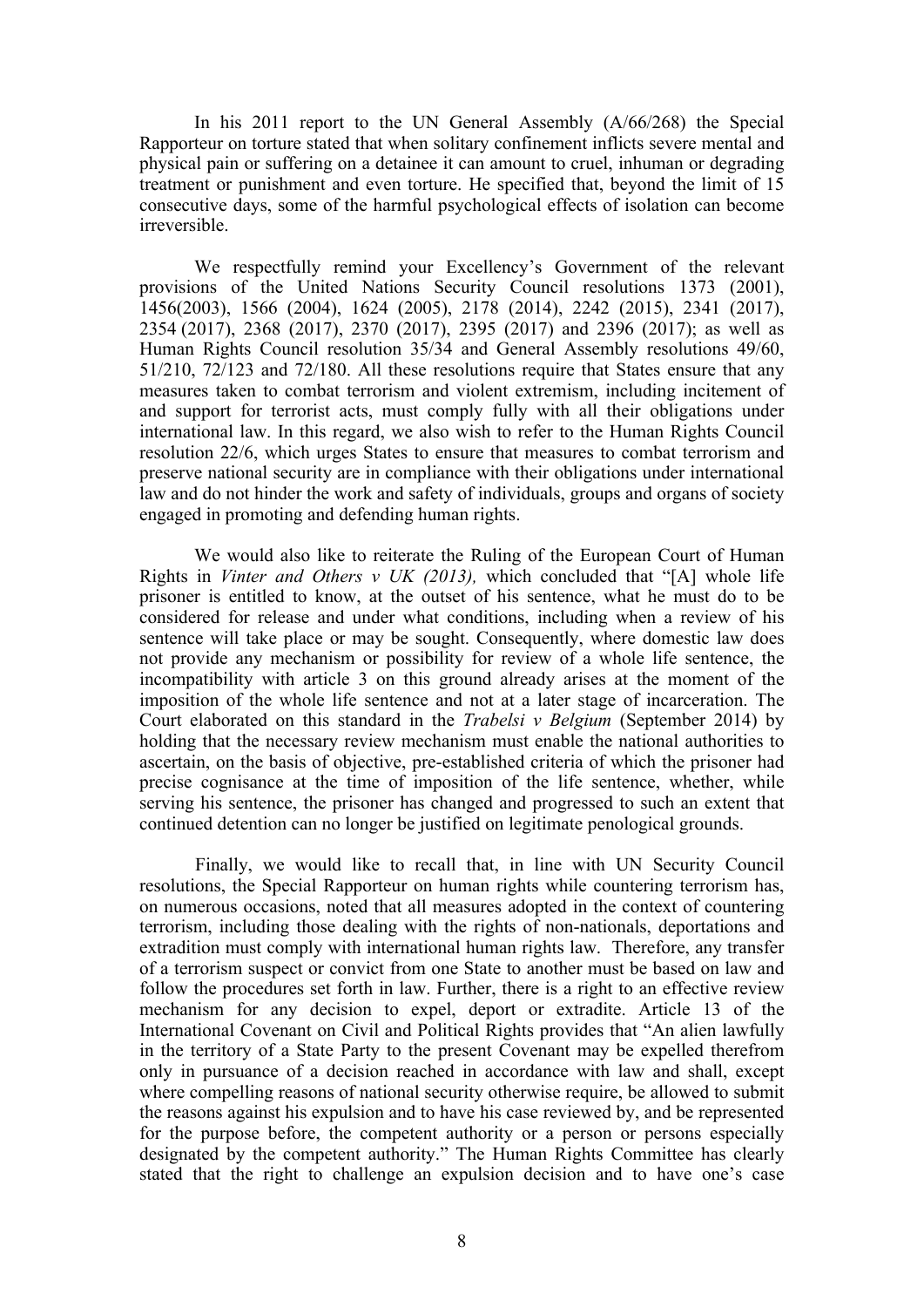In his 2011 report to the UN General Assembly (A/66/268) the Special Rapporteur on torture stated that when solitary confinement inflicts severe mental and physical pain or suffering on a detainee it can amount to cruel, inhuman or degrading treatment or punishment and even torture. He specified that, beyond the limit of 15 consecutive days, some of the harmful psychological effects of isolation can become irreversible.

We respectfully remind your Excellency's Government of the relevant provisions of the United Nations Security Council resolutions 1373 (2001), 1456(2003), 1566 (2004), 1624 (2005), 2178 (2014), 2242 (2015), 2341 (2017), 2354 (2017), 2368 (2017), 2370 (2017), 2395 (2017) and 2396 (2017); as well as Human Rights Council resolution 35/34 and General Assembly resolutions 49/60, 51/210, 72/123 and 72/180. All these resolutions require that States ensure that any measures taken to combat terrorism and violent extremism, including incitement of and support for terrorist acts, must comply fully with all their obligations under international law. In this regard, we also wish to refer to the Human Rights Council resolution 22/6, which urges States to ensure that measures to combat terrorism and preserve national security are in compliance with their obligations under international law and do not hinder the work and safety of individuals, groups and organs of society engaged in promoting and defending human rights.

We would also like to reiterate the Ruling of the European Court of Human Rights in *Vinter and Others v UK (2013),* which concluded that "[A] whole life prisoner is entitled to know, at the outset of his sentence, what he must do to be considered for release and under what conditions, including when a review of his sentence will take place or may be sought. Consequently, where domestic law does not provide any mechanism or possibility for review of a whole life sentence, the incompatibility with article 3 on this ground already arises at the moment of the imposition of the whole life sentence and not at a later stage of incarceration. The Court elaborated on this standard in the *Trabelsi v Belgium* (September 2014) by holding that the necessary review mechanism must enable the national authorities to ascertain, on the basis of objective, pre-established criteria of which the prisoner had precise cognisance at the time of imposition of the life sentence, whether, while serving his sentence, the prisoner has changed and progressed to such an extent that continued detention can no longer be justified on legitimate penological grounds.

Finally, we would like to recall that, in line with UN Security Council resolutions, the Special Rapporteur on human rights while countering terrorism has, on numerous occasions, noted that all measures adopted in the context of countering terrorism, including those dealing with the rights of non-nationals, deportations and extradition must comply with international human rights law. Therefore, any transfer of a terrorism suspect or convict from one State to another must be based on law and follow the procedures set forth in law. Further, there is a right to an effective review mechanism for any decision to expel, deport or extradite. Article 13 of the International Covenant on Civil and Political Rights provides that "An alien lawfully in the territory of a State Party to the present Covenant may be expelled therefrom only in pursuance of a decision reached in accordance with law and shall, except where compelling reasons of national security otherwise require, be allowed to submit the reasons against his expulsion and to have his case reviewed by, and be represented for the purpose before, the competent authority or a person or persons especially designated by the competent authority." The Human Rights Committee has clearly stated that the right to challenge an expulsion decision and to have one's case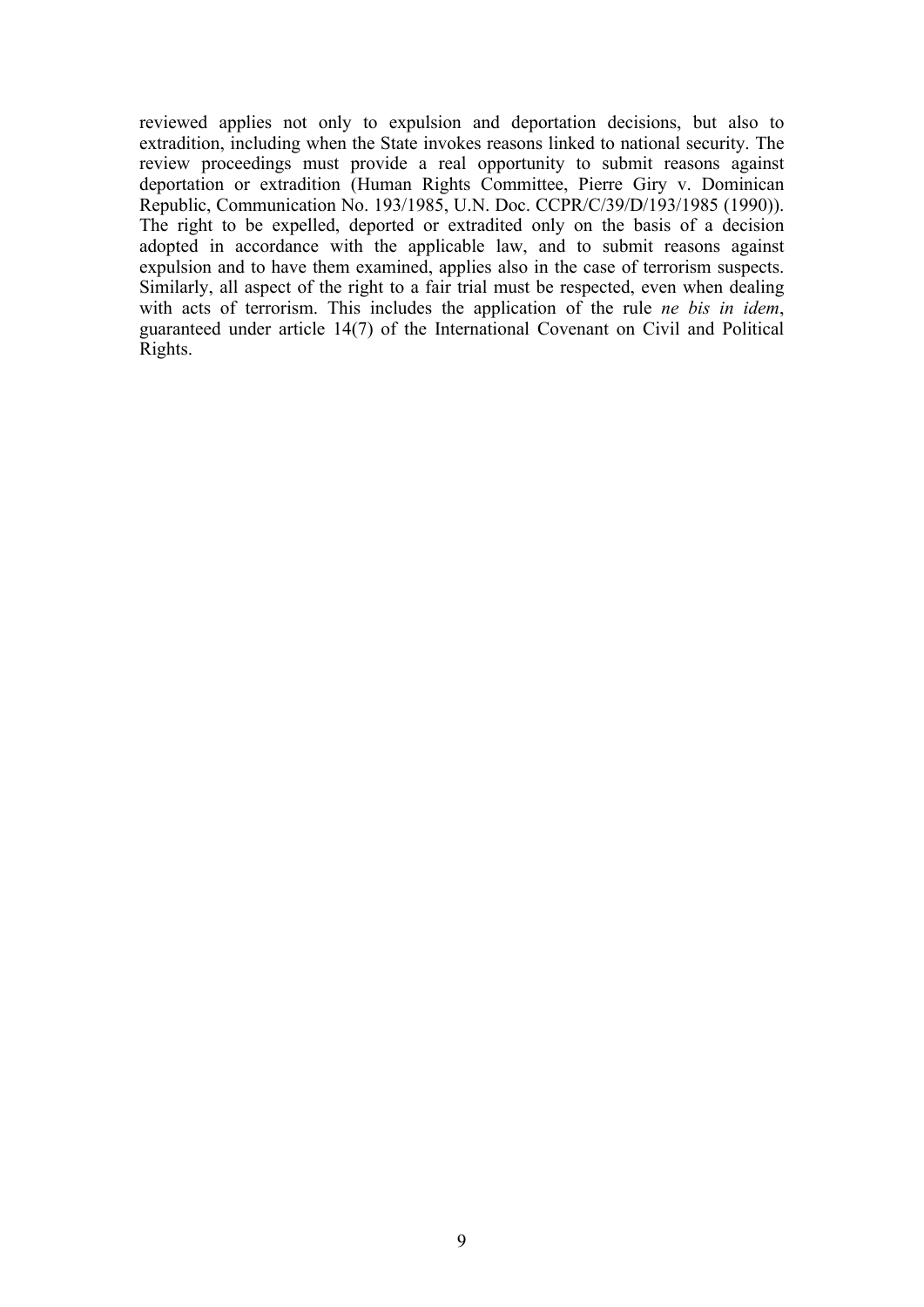reviewed applies not only to expulsion and deportation decisions, but also to extradition, including when the State invokes reasons linked to national security. The review proceedings must provide a real opportunity to submit reasons against deportation or extradition (Human Rights Committee, Pierre Giry v. Dominican Republic, Communication No. 193/1985, U.N. Doc. CCPR/C/39/D/193/1985 (1990)). The right to be expelled, deported or extradited only on the basis of a decision adopted in accordance with the applicable law, and to submit reasons against expulsion and to have them examined, applies also in the case of terrorism suspects. Similarly, all aspect of the right to a fair trial must be respected, even when dealing with acts of terrorism. This includes the application of the rule *ne bis in idem*, guaranteed under article 14(7) of the International Covenant on Civil and Political Rights.